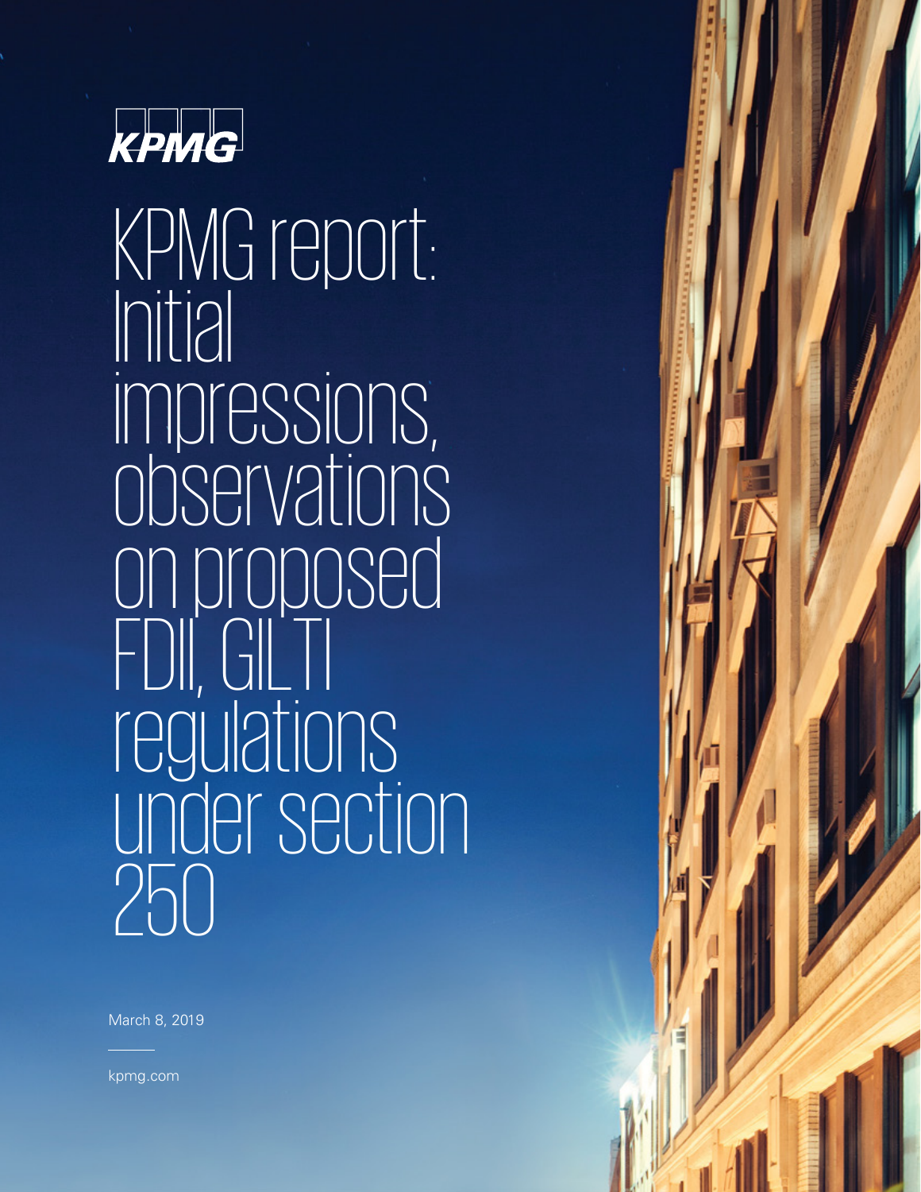KPMG

# KPMG report: Initial impressions, observations on proposed FDII, GILTI regulations under section 250

March 8, 2019

kpmg.com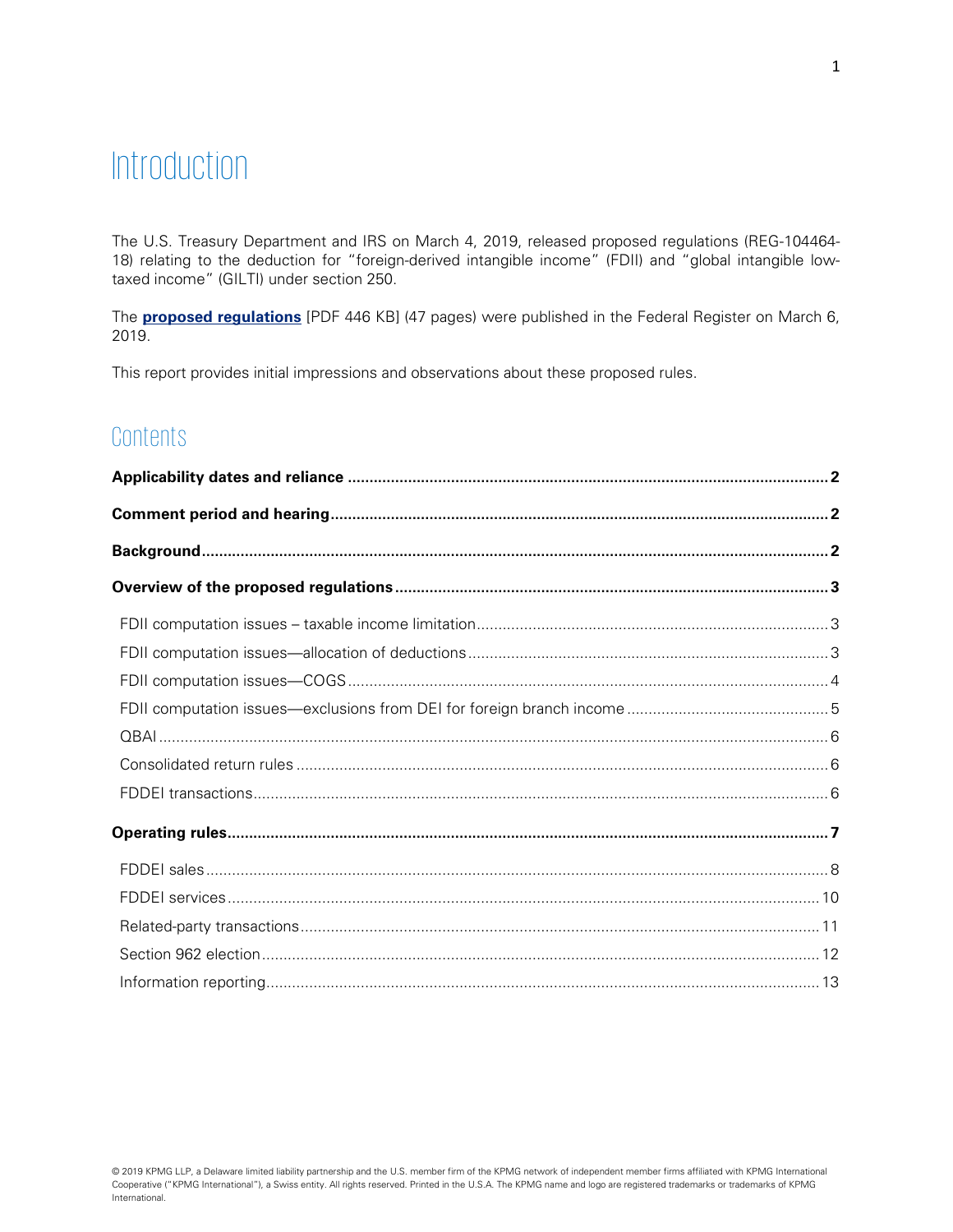# Introduction

The U.S. Treasury Department and IRS on March 4, 2019, released proposed regulations (REG-104464-18) relating to the deduction for "foreign-derived intangible income" (FDII) and "global intangible low-taxed income" (GILTI) under section 250.

The **proposed regulations** [PDF 446 KB] (47 pages) were published in the Federal Register on March 6, 2019.

This report provides initial impressions and observations about these proposed rules.

## Contents

**Applicability dates and reliance** ..... **2**

**Comment period and hearing** ..... **2**

**Background** ..... **2**

**Overview of the proposed regulations** ..... **3**

- FDII computation issues – taxable income limitation ..... 3
- FDII computation issues—allocation of deductions ..... 3
- FDII computation issues—COGS ..... 4
- FDII computation issues—exclusions from DEI for foreign branch income ..... 5
- QBAI ..... 6
- Consolidated return rules ..... 6
- FDDEI transactions ..... 6

**Operating rules** ..... **7**

- FDDEI sales ..... 8
- FDDEI services ..... 10
- Related-party transactions ..... 11
- Section 962 election ..... 12
- Information reporting ..... 13

© 2019 KPMG LLP, a Delaware limited liability partnership and the U.S. member firm of the KPMG network of independent member firms affiliated with KPMG International Cooperative ("KPMG International"), a Swiss entity. All rights reserved. Printed in the U.S.A. The KPMG name and logo are registered trademarks or trademarks of KPMG International.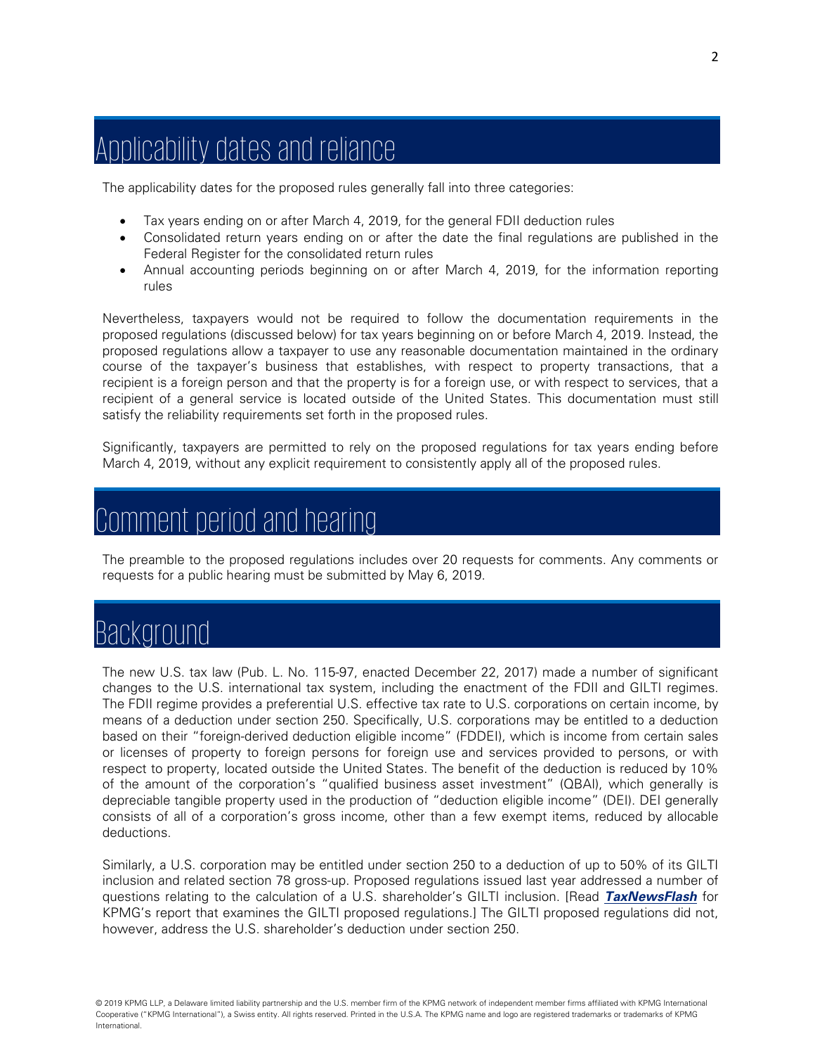## Applicability dates and reliance

The applicability dates for the proposed rules generally fall into three categories:

- Tax years ending on or after March 4, 2019, for the general FDII deduction rules
- Consolidated return years ending on or after the date the final regulations are published in the Federal Register for the consolidated return rules
- Annual accounting periods beginning on or after March 4, 2019, for the information reporting rules

Nevertheless, taxpayers would not be required to follow the documentation requirements in the proposed regulations (discussed below) for tax years beginning on or before March 4, 2019. Instead, the proposed regulations allow a taxpayer to use any reasonable documentation maintained in the ordinary course of the taxpayer's business that establishes, with respect to property transactions, that a recipient is a foreign person and that the property is for a foreign use, or with respect to services, that a recipient of a general service is located outside of the United States. This documentation must still satisfy the reliability requirements set forth in the proposed rules.

Significantly, taxpayers are permitted to rely on the proposed regulations for tax years ending before March 4, 2019, without any explicit requirement to consistently apply all of the proposed rules.

## Comment period and hearing

The preamble to the proposed regulations includes over 20 requests for comments. Any comments or requests for a public hearing must be submitted by May 6, 2019.

## Background

The new U.S. tax law (Pub. L. No. 115-97, enacted December 22, 2017) made a number of significant changes to the U.S. international tax system, including the enactment of the FDII and GILTI regimes. The FDII regime provides a preferential U.S. effective tax rate to U.S. corporations on certain income, by means of a deduction under section 250. Specifically, U.S. corporations may be entitled to a deduction based on their "foreign-derived deduction eligible income" (FDDEI), which is income from certain sales or licenses of property to foreign persons for foreign use and services provided to persons, or with respect to property, located outside the United States. The benefit of the deduction is reduced by 10% of the amount of the corporation's "qualified business asset investment" (QBAI), which generally is depreciable tangible property used in the production of "deduction eligible income" (DEI). DEI generally consists of all of a corporation's gross income, other than a few exempt items, reduced by allocable deductions.

Similarly, a U.S. corporation may be entitled under section 250 to a deduction of up to 50% of its GILTI inclusion and related section 78 gross-up. Proposed regulations issued last year addressed a number of questions relating to the calculation of a U.S. shareholder's GILTI inclusion. [Read ***TaxNewsFlash*** for KPMG's report that examines the GILTI proposed regulations.] The GILTI proposed regulations did not, however, address the U.S. shareholder's deduction under section 250.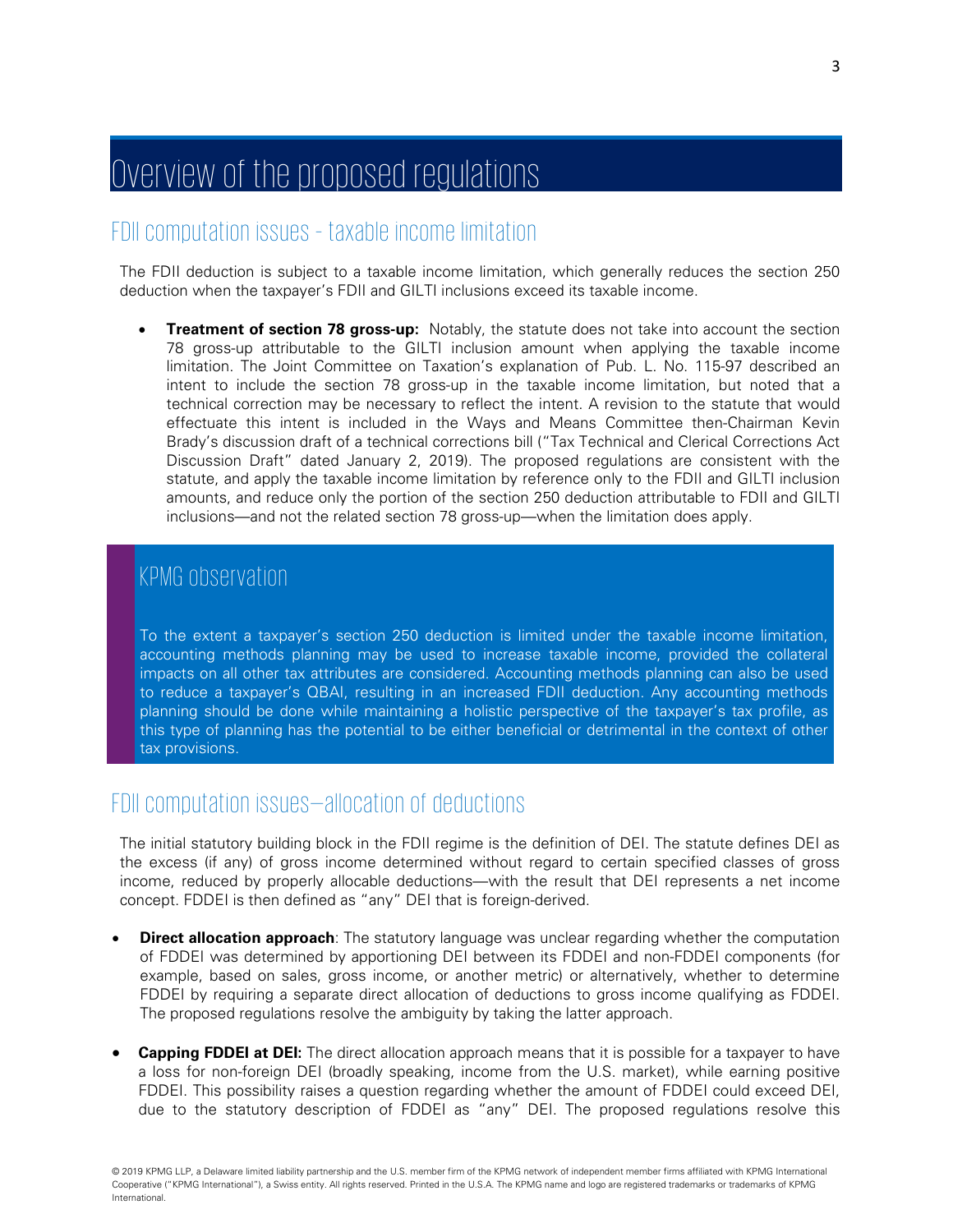# Overview of the proposed regulations

## FDII computation issues - taxable income limitation

The FDII deduction is subject to a taxable income limitation, which generally reduces the section 250 deduction when the taxpayer's FDII and GILTI inclusions exceed its taxable income.

- **Treatment of section 78 gross-up:** Notably, the statute does not take into account the section 78 gross-up attributable to the GILTI inclusion amount when applying the taxable income limitation. The Joint Committee on Taxation's explanation of Pub. L. No. 115-97 described an intent to include the section 78 gross-up in the taxable income limitation, but noted that a technical correction may be necessary to reflect the intent. A revision to the statute that would effectuate this intent is included in the Ways and Means Committee then-Chairman Kevin Brady's discussion draft of a technical corrections bill ("Tax Technical and Clerical Corrections Act Discussion Draft" dated January 2, 2019). The proposed regulations are consistent with the statute, and apply the taxable income limitation by reference only to the FDII and GILTI inclusion amounts, and reduce only the portion of the section 250 deduction attributable to FDII and GILTI inclusions—and not the related section 78 gross-up—when the limitation does apply.

### KPMG observation

To the extent a taxpayer's section 250 deduction is limited under the taxable income limitation, accounting methods planning may be used to increase taxable income, provided the collateral impacts on all other tax attributes are considered. Accounting methods planning can also be used to reduce a taxpayer's QBAI, resulting in an increased FDII deduction. Any accounting methods planning should be done while maintaining a holistic perspective of the taxpayer's tax profile, as this type of planning has the potential to be either beneficial or detrimental in the context of other tax provisions.

## FDII computation issues—allocation of deductions

The initial statutory building block in the FDII regime is the definition of DEI. The statute defines DEI as the excess (if any) of gross income determined without regard to certain specified classes of gross income, reduced by properly allocable deductions—with the result that DEI represents a net income concept. FDDEI is then defined as "any" DEI that is foreign-derived.

- **Direct allocation approach**: The statutory language was unclear regarding whether the computation of FDDEI was determined by apportioning DEI between its FDDEI and non-FDDEI components (for example, based on sales, gross income, or another metric) or alternatively, whether to determine FDDEI by requiring a separate direct allocation of deductions to gross income qualifying as FDDEI. The proposed regulations resolve the ambiguity by taking the latter approach.

- **Capping FDDEI at DEI:** The direct allocation approach means that it is possible for a taxpayer to have a loss for non-foreign DEI (broadly speaking, income from the U.S. market), while earning positive FDDEI. This possibility raises a question regarding whether the amount of FDDEI could exceed DEI, due to the statutory description of FDDEI as "any" DEI. The proposed regulations resolve this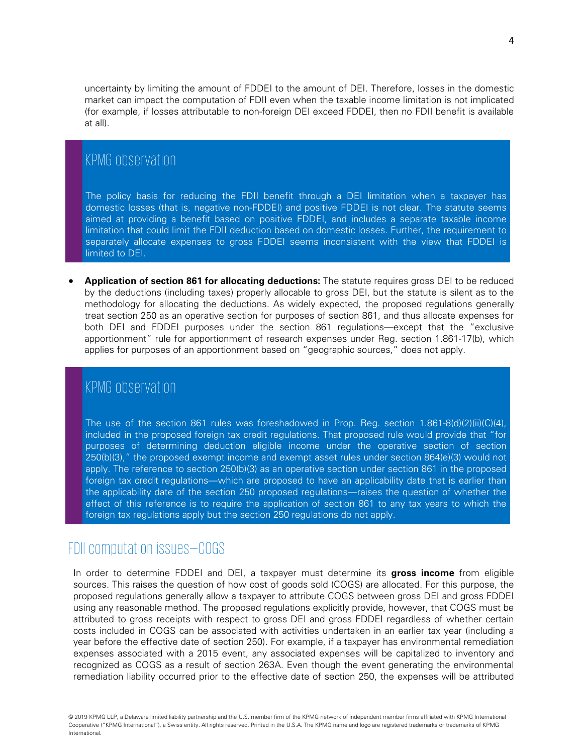uncertainty by limiting the amount of FDDEI to the amount of DEI. Therefore, losses in the domestic market can impact the computation of FDII even when the taxable income limitation is not implicated (for example, if losses attributable to non-foreign DEI exceed FDDEI, then no FDII benefit is available at all).

### KPMG observation

The policy basis for reducing the FDII benefit through a DEI limitation when a taxpayer has domestic losses (that is, negative non-FDDEI) and positive FDDEI is not clear. The statute seems aimed at providing a benefit based on positive FDDEI, and includes a separate taxable income limitation that could limit the FDII deduction based on domestic losses. Further, the requirement to separately allocate expenses to gross FDDEI seems inconsistent with the view that FDDEI is limited to DEI.

- **Application of section 861 for allocating deductions:** The statute requires gross DEI to be reduced by the deductions (including taxes) properly allocable to gross DEI, but the statute is silent as to the methodology for allocating the deductions. As widely expected, the proposed regulations generally treat section 250 as an operative section for purposes of section 861, and thus allocate expenses for both DEI and FDDEI purposes under the section 861 regulations—except that the "exclusive apportionment" rule for apportionment of research expenses under Reg. section 1.861-17(b), which applies for purposes of an apportionment based on "geographic sources," does not apply.

### KPMG observation

The use of the section 861 rules was foreshadowed in Prop. Reg. section 1.861-8(d)(2)(ii)(C)(4), included in the proposed foreign tax credit regulations. That proposed rule would provide that "for purposes of determining deduction eligible income under the operative section of section 250(b)(3)," the proposed exempt income and exempt asset rules under section 864(e)(3) would not apply. The reference to section 250(b)(3) as an operative section under section 861 in the proposed foreign tax credit regulations—which are proposed to have an applicability date that is earlier than the applicability date of the section 250 proposed regulations—raises the question of whether the effect of this reference is to require the application of section 861 to any tax years to which the foreign tax regulations apply but the section 250 regulations do not apply.

## FDII computation issues—COGS

In order to determine FDDEI and DEI, a taxpayer must determine its **gross income** from eligible sources. This raises the question of how cost of goods sold (COGS) are allocated. For this purpose, the proposed regulations generally allow a taxpayer to attribute COGS between gross DEI and gross FDDEI using any reasonable method. The proposed regulations explicitly provide, however, that COGS must be attributed to gross receipts with respect to gross DEI and gross FDDEI regardless of whether certain costs included in COGS can be associated with activities undertaken in an earlier tax year (including a year before the effective date of section 250). For example, if a taxpayer has environmental remediation expenses associated with a 2015 event, any associated expenses will be capitalized to inventory and recognized as COGS as a result of section 263A. Even though the event generating the environmental remediation liability occurred prior to the effective date of section 250, the expenses will be attributed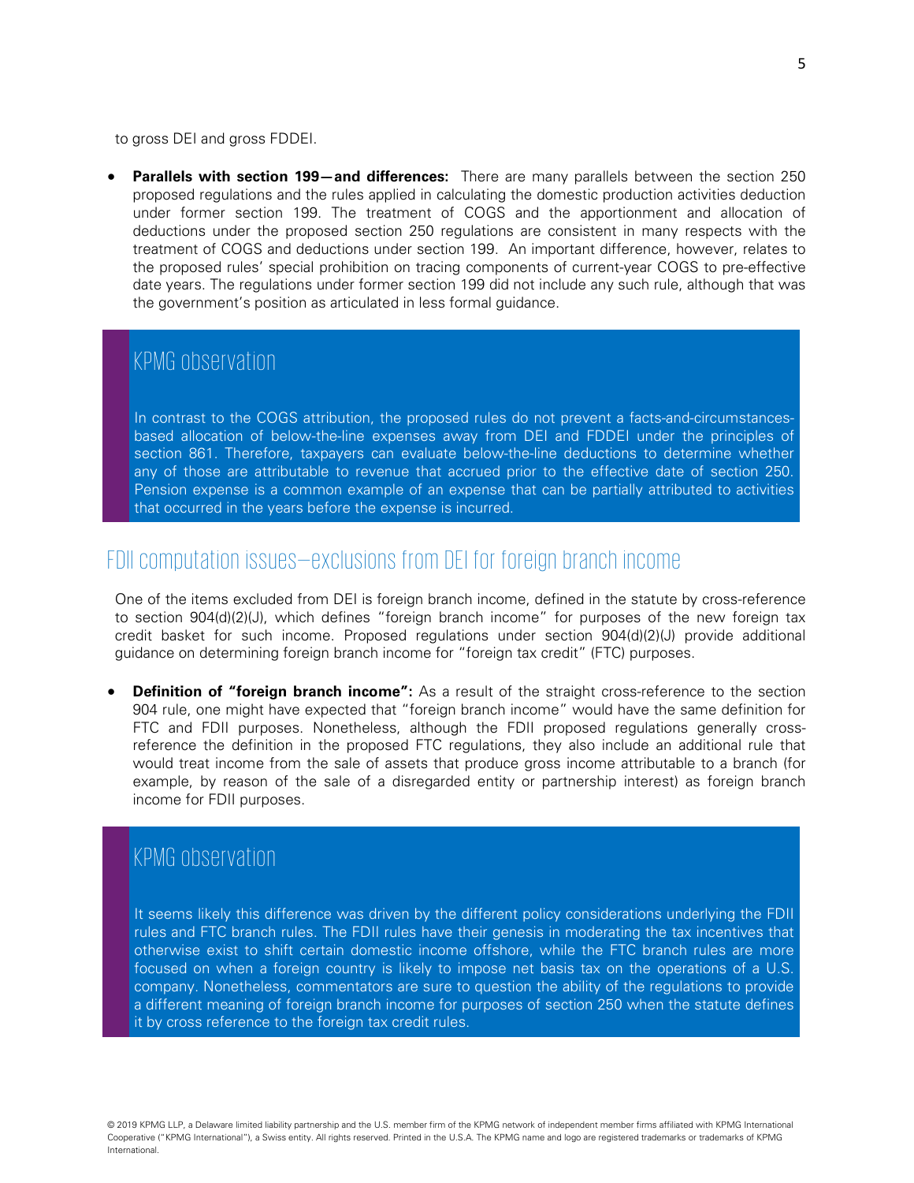to gross DEI and gross FDDEI.

- **Parallels with section 199—and differences:** There are many parallels between the section 250 proposed regulations and the rules applied in calculating the domestic production activities deduction under former section 199. The treatment of COGS and the apportionment and allocation of deductions under the proposed section 250 regulations are consistent in many respects with the treatment of COGS and deductions under section 199. An important difference, however, relates to the proposed rules' special prohibition on tracing components of current-year COGS to pre-effective date years. The regulations under former section 199 did not include any such rule, although that was the government's position as articulated in less formal guidance.

### KPMG observation

In contrast to the COGS attribution, the proposed rules do not prevent a facts-and-circumstances-based allocation of below-the-line expenses away from DEI and FDDEI under the principles of section 861. Therefore, taxpayers can evaluate below-the-line deductions to determine whether any of those are attributable to revenue that accrued prior to the effective date of section 250. Pension expense is a common example of an expense that can be partially attributed to activities that occurred in the years before the expense is incurred.

## FDII computation issues—exclusions from DEI for foreign branch income

One of the items excluded from DEI is foreign branch income, defined in the statute by cross-reference to section 904(d)(2)(J), which defines "foreign branch income" for purposes of the new foreign tax credit basket for such income. Proposed regulations under section 904(d)(2)(J) provide additional guidance on determining foreign branch income for "foreign tax credit" (FTC) purposes.

- **Definition of "foreign branch income":** As a result of the straight cross-reference to the section 904 rule, one might have expected that "foreign branch income" would have the same definition for FTC and FDII purposes. Nonetheless, although the FDII proposed regulations generally cross-reference the definition in the proposed FTC regulations, they also include an additional rule that would treat income from the sale of assets that produce gross income attributable to a branch (for example, by reason of the sale of a disregarded entity or partnership interest) as foreign branch income for FDII purposes.

### KPMG observation

It seems likely this difference was driven by the different policy considerations underlying the FDII rules and FTC branch rules. The FDII rules have their genesis in moderating the tax incentives that otherwise exist to shift certain domestic income offshore, while the FTC branch rules are more focused on when a foreign country is likely to impose net basis tax on the operations of a U.S. company. Nonetheless, commentators are sure to question the ability of the regulations to provide a different meaning of foreign branch income for purposes of section 250 when the statute defines it by cross reference to the foreign tax credit rules.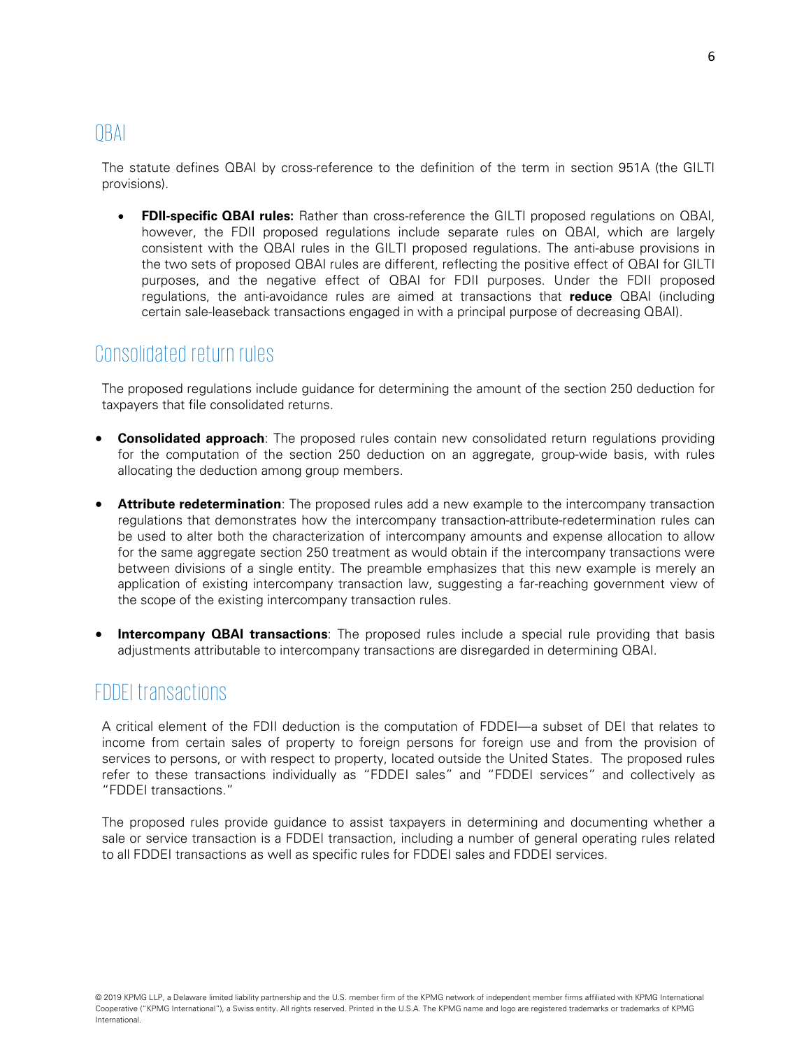## QBAI

The statute defines QBAI by cross-reference to the definition of the term in section 951A (the GILTI provisions).

- **FDII-specific QBAI rules:** Rather than cross-reference the GILTI proposed regulations on QBAI, however, the FDII proposed regulations include separate rules on QBAI, which are largely consistent with the QBAI rules in the GILTI proposed regulations. The anti-abuse provisions in the two sets of proposed QBAI rules are different, reflecting the positive effect of QBAI for GILTI purposes, and the negative effect of QBAI for FDII purposes. Under the FDII proposed regulations, the anti-avoidance rules are aimed at transactions that **reduce** QBAI (including certain sale-leaseback transactions engaged in with a principal purpose of decreasing QBAI).

## Consolidated return rules

The proposed regulations include guidance for determining the amount of the section 250 deduction for taxpayers that file consolidated returns.

- **Consolidated approach**: The proposed rules contain new consolidated return regulations providing for the computation of the section 250 deduction on an aggregate, group-wide basis, with rules allocating the deduction among group members.

- **Attribute redetermination**: The proposed rules add a new example to the intercompany transaction regulations that demonstrates how the intercompany transaction-attribute-redetermination rules can be used to alter both the characterization of intercompany amounts and expense allocation to allow for the same aggregate section 250 treatment as would obtain if the intercompany transactions were between divisions of a single entity. The preamble emphasizes that this new example is merely an application of existing intercompany transaction law, suggesting a far-reaching government view of the scope of the existing intercompany transaction rules.

- **Intercompany QBAI transactions**: The proposed rules include a special rule providing that basis adjustments attributable to intercompany transactions are disregarded in determining QBAI.

## FDDEI transactions

A critical element of the FDII deduction is the computation of FDDEI—a subset of DEI that relates to income from certain sales of property to foreign persons for foreign use and from the provision of services to persons, or with respect to property, located outside the United States. The proposed rules refer to these transactions individually as "FDDEI sales" and "FDDEI services" and collectively as "FDDEI transactions."

The proposed rules provide guidance to assist taxpayers in determining and documenting whether a sale or service transaction is a FDDEI transaction, including a number of general operating rules related to all FDDEI transactions as well as specific rules for FDDEI sales and FDDEI services.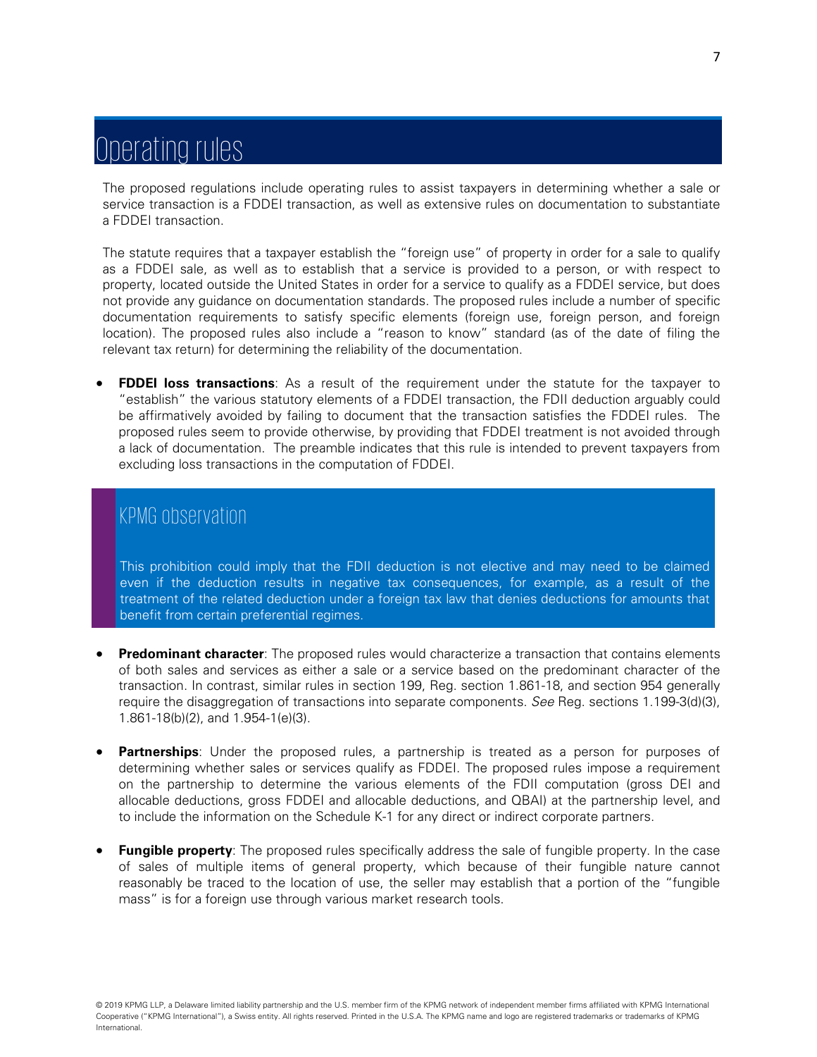# Operating rules

The proposed regulations include operating rules to assist taxpayers in determining whether a sale or service transaction is a FDDEI transaction, as well as extensive rules on documentation to substantiate a FDDEI transaction.

The statute requires that a taxpayer establish the "foreign use" of property in order for a sale to qualify as a FDDEI sale, as well as to establish that a service is provided to a person, or with respect to property, located outside the United States in order for a service to qualify as a FDDEI service, but does not provide any guidance on documentation standards. The proposed rules include a number of specific documentation requirements to satisfy specific elements (foreign use, foreign person, and foreign location). The proposed rules also include a "reason to know" standard (as of the date of filing the relevant tax return) for determining the reliability of the documentation.

- **FDDEI loss transactions**: As a result of the requirement under the statute for the taxpayer to "establish" the various statutory elements of a FDDEI transaction, the FDII deduction arguably could be affirmatively avoided by failing to document that the transaction satisfies the FDDEI rules. The proposed rules seem to provide otherwise, by providing that FDDEI treatment is not avoided through a lack of documentation. The preamble indicates that this rule is intended to prevent taxpayers from excluding loss transactions in the computation of FDDEI.

## KPMG observation

This prohibition could imply that the FDII deduction is not elective and may need to be claimed even if the deduction results in negative tax consequences, for example, as a result of the treatment of the related deduction under a foreign tax law that denies deductions for amounts that benefit from certain preferential regimes.

- **Predominant character**: The proposed rules would characterize a transaction that contains elements of both sales and services as either a sale or a service based on the predominant character of the transaction. In contrast, similar rules in section 199, Reg. section 1.861-18, and section 954 generally require the disaggregation of transactions into separate components. *See* Reg. sections 1.199-3(d)(3), 1.861-18(b)(2), and 1.954-1(e)(3).

- **Partnerships**: Under the proposed rules, a partnership is treated as a person for purposes of determining whether sales or services qualify as FDDEI. The proposed rules impose a requirement on the partnership to determine the various elements of the FDII computation (gross DEI and allocable deductions, gross FDDEI and allocable deductions, and QBAI) at the partnership level, and to include the information on the Schedule K-1 for any direct or indirect corporate partners.

- **Fungible property**: The proposed rules specifically address the sale of fungible property. In the case of sales of multiple items of general property, which because of their fungible nature cannot reasonably be traced to the location of use, the seller may establish that a portion of the "fungible mass" is for a foreign use through various market research tools.

© 2019 KPMG LLP, a Delaware limited liability partnership and the U.S. member firm of the KPMG network of independent member firms affiliated with KPMG International Cooperative ("KPMG International"), a Swiss entity. All rights reserved. Printed in the U.S.A. The KPMG name and logo are registered trademarks or trademarks of KPMG International.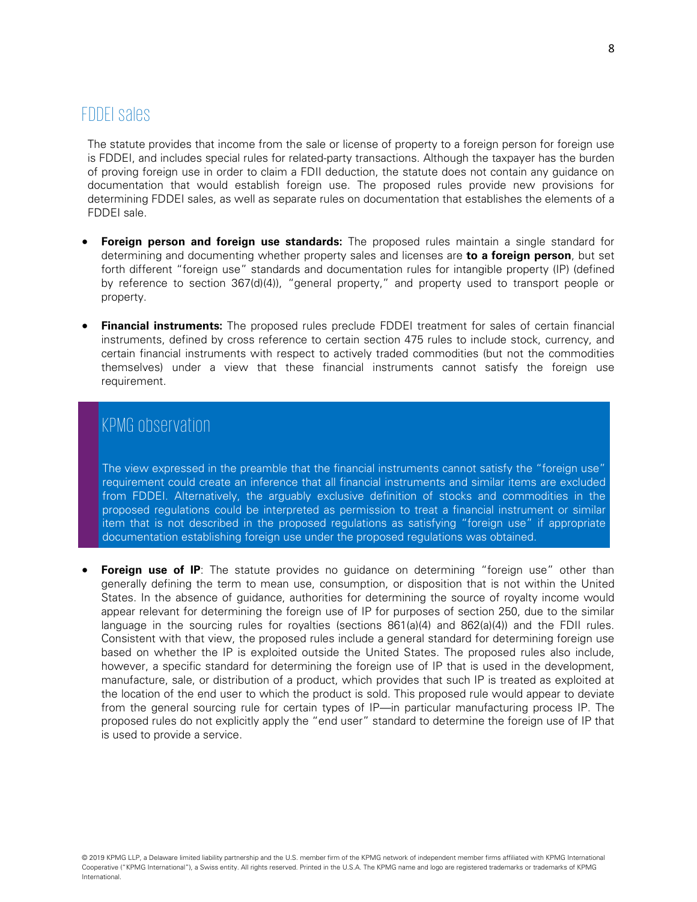## FDDEI sales

The statute provides that income from the sale or license of property to a foreign person for foreign use is FDDEI, and includes special rules for related-party transactions. Although the taxpayer has the burden of proving foreign use in order to claim a FDII deduction, the statute does not contain any guidance on documentation that would establish foreign use. The proposed rules provide new provisions for determining FDDEI sales, as well as separate rules on documentation that establishes the elements of a FDDEI sale.

- **Foreign person and foreign use standards:** The proposed rules maintain a single standard for determining and documenting whether property sales and licenses are **to a foreign person**, but set forth different "foreign use" standards and documentation rules for intangible property (IP) (defined by reference to section 367(d)(4)), "general property," and property used to transport people or property.

- **Financial instruments:** The proposed rules preclude FDDEI treatment for sales of certain financial instruments, defined by cross reference to certain section 475 rules to include stock, currency, and certain financial instruments with respect to actively traded commodities (but not the commodities themselves) under a view that these financial instruments cannot satisfy the foreign use requirement.

### KPMG observation

The view expressed in the preamble that the financial instruments cannot satisfy the "foreign use" requirement could create an inference that all financial instruments and similar items are excluded from FDDEI. Alternatively, the arguably exclusive definition of stocks and commodities in the proposed regulations could be interpreted as permission to treat a financial instrument or similar item that is not described in the proposed regulations as satisfying "foreign use" if appropriate documentation establishing foreign use under the proposed regulations was obtained.

- **Foreign use of IP**: The statute provides no guidance on determining "foreign use" other than generally defining the term to mean use, consumption, or disposition that is not within the United States. In the absence of guidance, authorities for determining the source of royalty income would appear relevant for determining the foreign use of IP for purposes of section 250, due to the similar language in the sourcing rules for royalties (sections 861(a)(4) and 862(a)(4)) and the FDII rules. Consistent with that view, the proposed rules include a general standard for determining foreign use based on whether the IP is exploited outside the United States. The proposed rules also include, however, a specific standard for determining the foreign use of IP that is used in the development, manufacture, sale, or distribution of a product, which provides that such IP is treated as exploited at the location of the end user to which the product is sold. This proposed rule would appear to deviate from the general sourcing rule for certain types of IP—in particular manufacturing process IP. The proposed rules do not explicitly apply the "end user" standard to determine the foreign use of IP that is used to provide a service.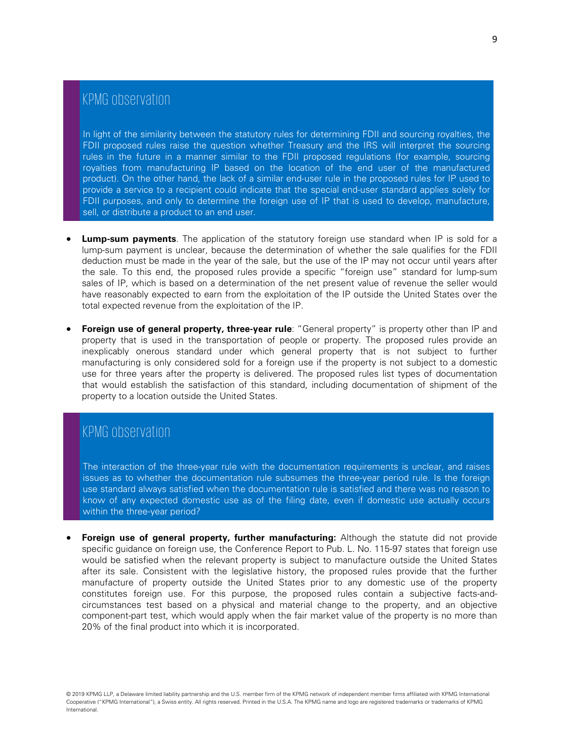### KPMG observation

In light of the similarity between the statutory rules for determining FDII and sourcing royalties, the FDII proposed rules raise the question whether Treasury and the IRS will interpret the sourcing rules in the future in a manner similar to the FDII proposed regulations (for example, sourcing royalties from manufacturing IP based on the location of the end user of the manufactured product). On the other hand, the lack of a similar end-user rule in the proposed rules for IP used to provide a service to a recipient could indicate that the special end-user standard applies solely for FDII purposes, and only to determine the foreign use of IP that is used to develop, manufacture, sell, or distribute a product to an end user.

- **Lump-sum payments**. The application of the statutory foreign use standard when IP is sold for a lump-sum payment is unclear, because the determination of whether the sale qualifies for the FDII deduction must be made in the year of the sale, but the use of the IP may not occur until years after the sale. To this end, the proposed rules provide a specific "foreign use" standard for lump-sum sales of IP, which is based on a determination of the net present value of revenue the seller would have reasonably expected to earn from the exploitation of the IP outside the United States over the total expected revenue from the exploitation of the IP.

- **Foreign use of general property, three-year rule**: "General property" is property other than IP and property that is used in the transportation of people or property. The proposed rules provide an inexplicably onerous standard under which general property that is not subject to further manufacturing is only considered sold for a foreign use if the property is not subject to a domestic use for three years after the property is delivered. The proposed rules list types of documentation that would establish the satisfaction of this standard, including documentation of shipment of the property to a location outside the United States.

### KPMG observation

The interaction of the three-year rule with the documentation requirements is unclear, and raises issues as to whether the documentation rule subsumes the three-year period rule. Is the foreign use standard always satisfied when the documentation rule is satisfied and there was no reason to know of any expected domestic use as of the filing date, even if domestic use actually occurs within the three-year period?

- **Foreign use of general property, further manufacturing:** Although the statute did not provide specific guidance on foreign use, the Conference Report to Pub. L. No. 115-97 states that foreign use would be satisfied when the relevant property is subject to manufacture outside the United States after its sale. Consistent with the legislative history, the proposed rules provide that the further manufacture of property outside the United States prior to any domestic use of the property constitutes foreign use. For this purpose, the proposed rules contain a subjective facts-and-circumstances test based on a physical and material change to the property, and an objective component-part test, which would apply when the fair market value of the property is no more than 20% of the final product into which it is incorporated.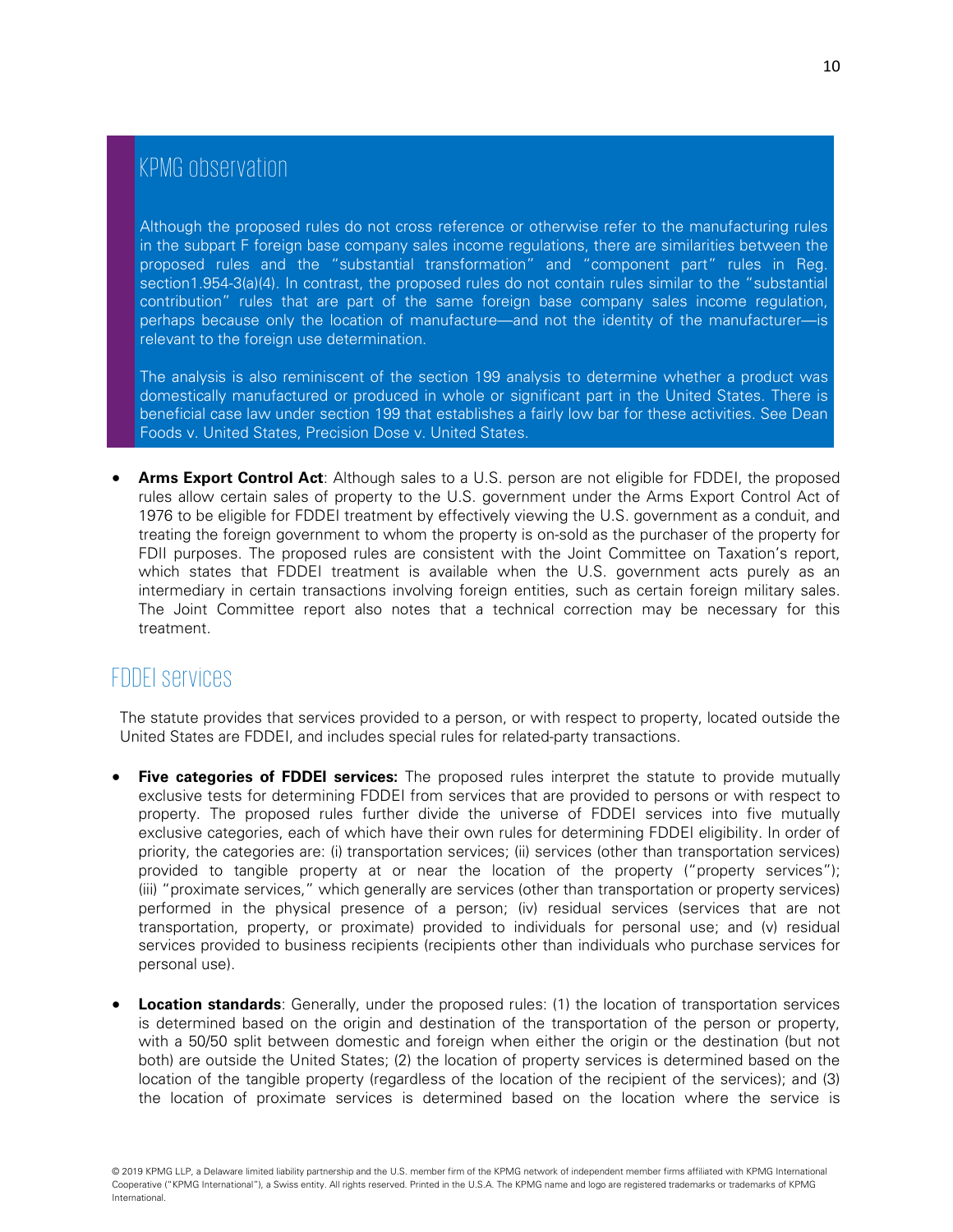## KPMG observation

Although the proposed rules do not cross reference or otherwise refer to the manufacturing rules in the subpart F foreign base company sales income regulations, there are similarities between the proposed rules and the "substantial transformation" and "component part" rules in Reg. section1.954-3(a)(4). In contrast, the proposed rules do not contain rules similar to the "substantial contribution" rules that are part of the same foreign base company sales income regulation, perhaps because only the location of manufacture—and not the identity of the manufacturer—is relevant to the foreign use determination.

The analysis is also reminiscent of the section 199 analysis to determine whether a product was domestically manufactured or produced in whole or significant part in the United States. There is beneficial case law under section 199 that establishes a fairly low bar for these activities. See Dean Foods v. United States, Precision Dose v. United States.

- **Arms Export Control Act**: Although sales to a U.S. person are not eligible for FDDEI, the proposed rules allow certain sales of property to the U.S. government under the Arms Export Control Act of 1976 to be eligible for FDDEI treatment by effectively viewing the U.S. government as a conduit, and treating the foreign government to whom the property is on-sold as the purchaser of the property for FDII purposes. The proposed rules are consistent with the Joint Committee on Taxation's report, which states that FDDEI treatment is available when the U.S. government acts purely as an intermediary in certain transactions involving foreign entities, such as certain foreign military sales. The Joint Committee report also notes that a technical correction may be necessary for this treatment.

## FDDEI services

The statute provides that services provided to a person, or with respect to property, located outside the United States are FDDEI, and includes special rules for related-party transactions.

- **Five categories of FDDEI services:** The proposed rules interpret the statute to provide mutually exclusive tests for determining FDDEI from services that are provided to persons or with respect to property. The proposed rules further divide the universe of FDDEI services into five mutually exclusive categories, each of which have their own rules for determining FDDEI eligibility. In order of priority, the categories are: (i) transportation services; (ii) services (other than transportation services) provided to tangible property at or near the location of the property ("property services"); (iii) "proximate services," which generally are services (other than transportation or property services) performed in the physical presence of a person; (iv) residual services (services that are not transportation, property, or proximate) provided to individuals for personal use; and (v) residual services provided to business recipients (recipients other than individuals who purchase services for personal use).
- **Location standards**: Generally, under the proposed rules: (1) the location of transportation services is determined based on the origin and destination of the transportation of the person or property, with a 50/50 split between domestic and foreign when either the origin or the destination (but not both) are outside the United States; (2) the location of property services is determined based on the location of the tangible property (regardless of the location of the recipient of the services); and (3) the location of proximate services is determined based on the location where the service is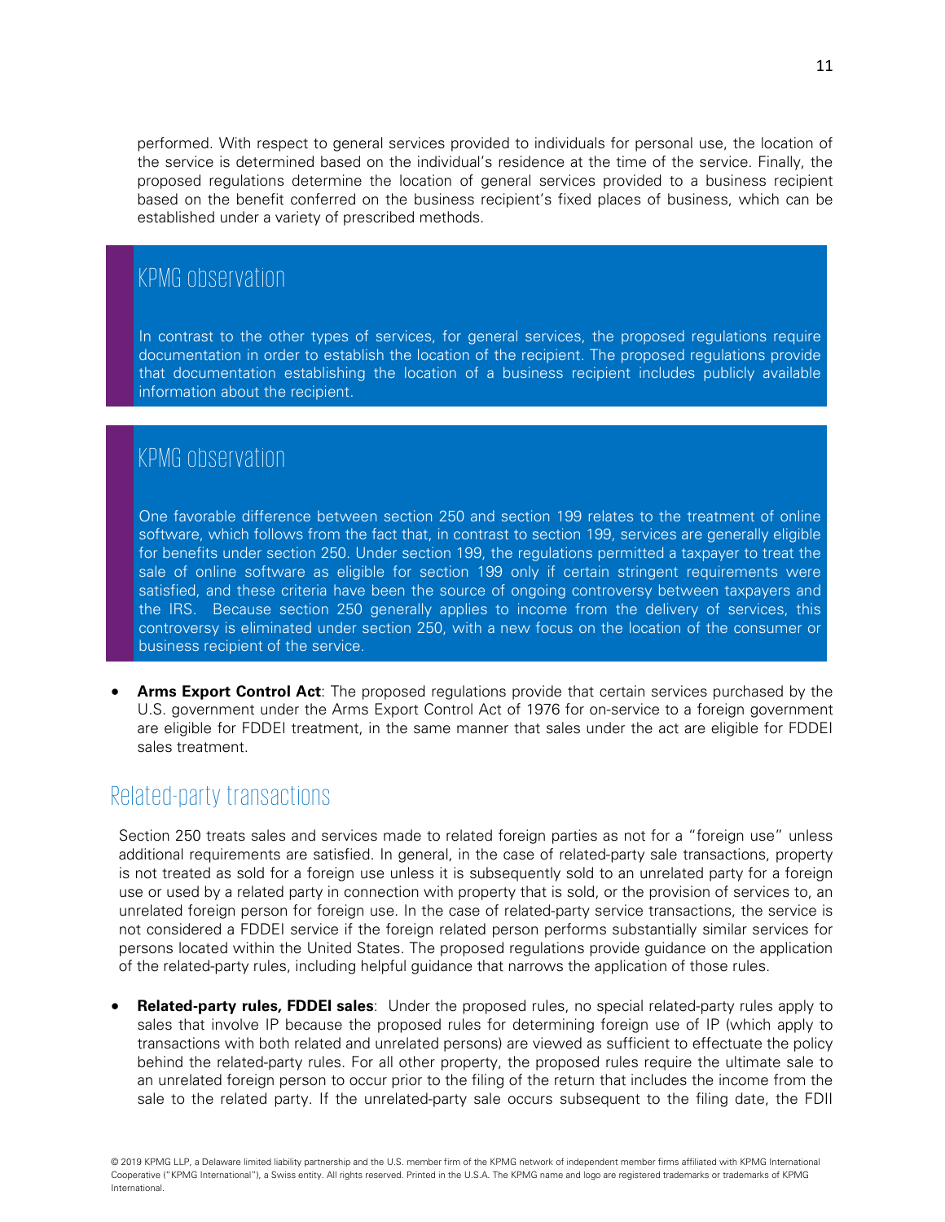performed. With respect to general services provided to individuals for personal use, the location of the service is determined based on the individual's residence at the time of the service. Finally, the proposed regulations determine the location of general services provided to a business recipient based on the benefit conferred on the business recipient's fixed places of business, which can be established under a variety of prescribed methods.

> ### KPMG observation
>
> In contrast to the other types of services, for general services, the proposed regulations require documentation in order to establish the location of the recipient. The proposed regulations provide that documentation establishing the location of a business recipient includes publicly available information about the recipient.

> ### KPMG observation
>
> One favorable difference between section 250 and section 199 relates to the treatment of online software, which follows from the fact that, in contrast to section 199, services are generally eligible for benefits under section 250. Under section 199, the regulations permitted a taxpayer to treat the sale of online software as eligible for section 199 only if certain stringent requirements were satisfied, and these criteria have been the source of ongoing controversy between taxpayers and the IRS. Because section 250 generally applies to income from the delivery of services, this controversy is eliminated under section 250, with a new focus on the location of the consumer or business recipient of the service.

- **Arms Export Control Act**: The proposed regulations provide that certain services purchased by the U.S. government under the Arms Export Control Act of 1976 for on-service to a foreign government are eligible for FDDEI treatment, in the same manner that sales under the act are eligible for FDDEI sales treatment.

## Related-party transactions

Section 250 treats sales and services made to related foreign parties as not for a "foreign use" unless additional requirements are satisfied. In general, in the case of related-party sale transactions, property is not treated as sold for a foreign use unless it is subsequently sold to an unrelated party for a foreign use or used by a related party in connection with property that is sold, or the provision of services to, an unrelated foreign person for foreign use. In the case of related-party service transactions, the service is not considered a FDDEI service if the foreign related person performs substantially similar services for persons located within the United States. The proposed regulations provide guidance on the application of the related-party rules, including helpful guidance that narrows the application of those rules.

- **Related-party rules, FDDEI sales**: Under the proposed rules, no special related-party rules apply to sales that involve IP because the proposed rules for determining foreign use of IP (which apply to transactions with both related and unrelated persons) are viewed as sufficient to effectuate the policy behind the related-party rules. For all other property, the proposed rules require the ultimate sale to an unrelated foreign person to occur prior to the filing of the return that includes the income from the sale to the related party. If the unrelated-party sale occurs subsequent to the filing date, the FDII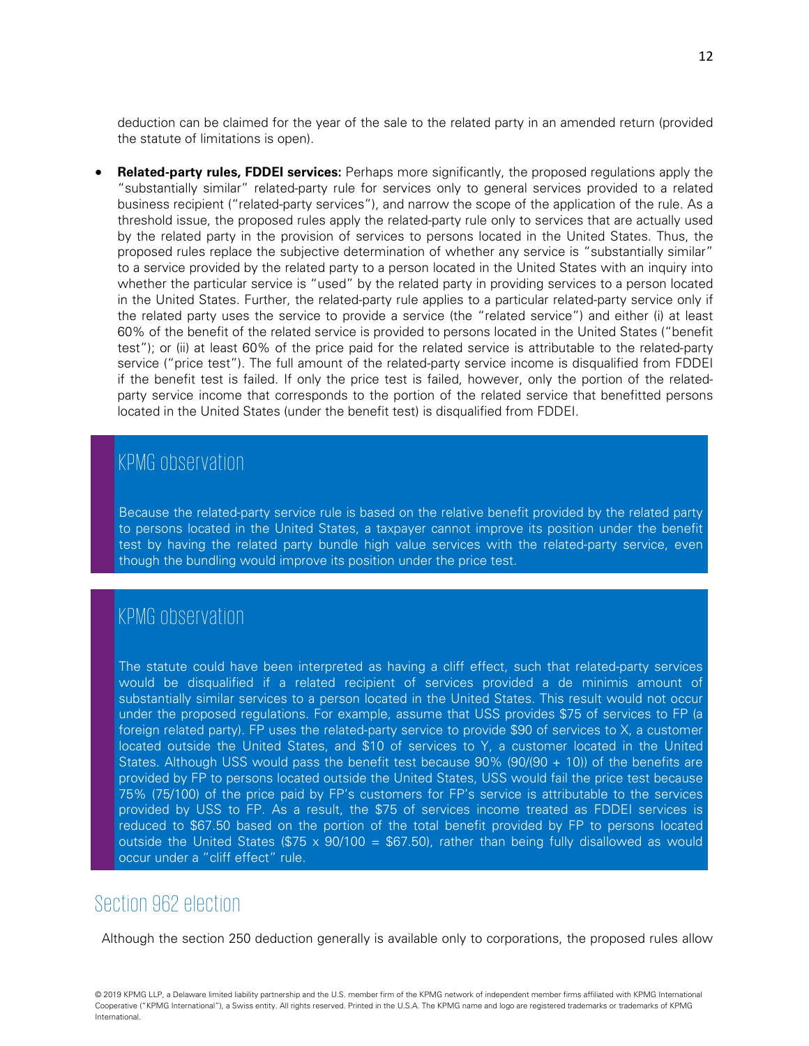deduction can be claimed for the year of the sale to the related party in an amended return (provided the statute of limitations is open).

- **Related-party rules, FDDEI services:** Perhaps more significantly, the proposed regulations apply the "substantially similar" related-party rule for services only to general services provided to a related business recipient ("related-party services"), and narrow the scope of the application of the rule. As a threshold issue, the proposed rules apply the related-party rule only to services that are actually used by the related party in the provision of services to persons located in the United States. Thus, the proposed rules replace the subjective determination of whether any service is "substantially similar" to a service provided by the related party to a person located in the United States with an inquiry into whether the particular service is "used" by the related party in providing services to a person located in the United States. Further, the related-party rule applies to a particular related-party service only if the related party uses the service to provide a service (the "related service") and either (i) at least 60% of the benefit of the related service is provided to persons located in the United States ("benefit test"); or (ii) at least 60% of the price paid for the related service is attributable to the related-party service ("price test"). The full amount of the related-party service income is disqualified from FDDEI if the benefit test is failed. If only the price test is failed, however, only the portion of the related-party service income that corresponds to the portion of the related service that benefitted persons located in the United States (under the benefit test) is disqualified from FDDEI.

### KPMG observation

Because the related-party service rule is based on the relative benefit provided by the related party to persons located in the United States, a taxpayer cannot improve its position under the benefit test by having the related party bundle high value services with the related-party service, even though the bundling would improve its position under the price test.

### KPMG observation

The statute could have been interpreted as having a cliff effect, such that related-party services would be disqualified if a related recipient of services provided a de minimis amount of substantially similar services to a person located in the United States. This result would not occur under the proposed regulations. For example, assume that USS provides $75 of services to FP (a foreign related party). FP uses the related-party service to provide $90 of services to X, a customer located outside the United States, and $10 of services to Y, a customer located in the United States. Although USS would pass the benefit test because 90% (90/(90 + 10)) of the benefits are provided by FP to persons located outside the United States, USS would fail the price test because 75% (75/100) of the price paid by FP's customers for FP's service is attributable to the services provided by USS to FP. As a result, the $75 of services income treated as FDDEI services is reduced to $67.50 based on the portion of the total benefit provided by FP to persons located outside the United States ($75 x 90/100 = $67.50), rather than being fully disallowed as would occur under a "cliff effect" rule.

## Section 962 election

Although the section 250 deduction generally is available only to corporations, the proposed rules allow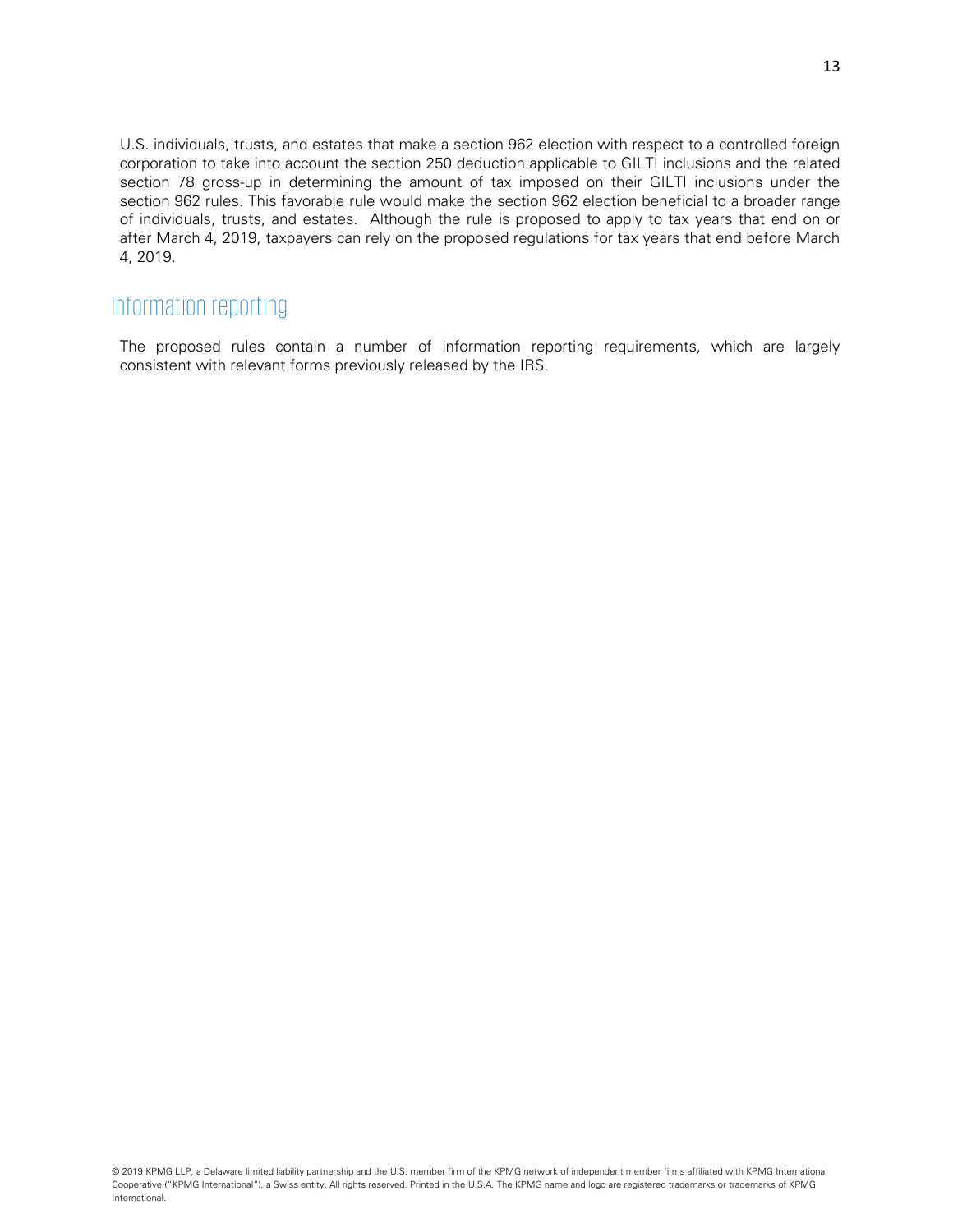U.S. individuals, trusts, and estates that make a section 962 election with respect to a controlled foreign corporation to take into account the section 250 deduction applicable to GILTI inclusions and the related section 78 gross-up in determining the amount of tax imposed on their GILTI inclusions under the section 962 rules. This favorable rule would make the section 962 election beneficial to a broader range of individuals, trusts, and estates. Although the rule is proposed to apply to tax years that end on or after March 4, 2019, taxpayers can rely on the proposed regulations for tax years that end before March 4, 2019.

## Information reporting

The proposed rules contain a number of information reporting requirements, which are largely consistent with relevant forms previously released by the IRS.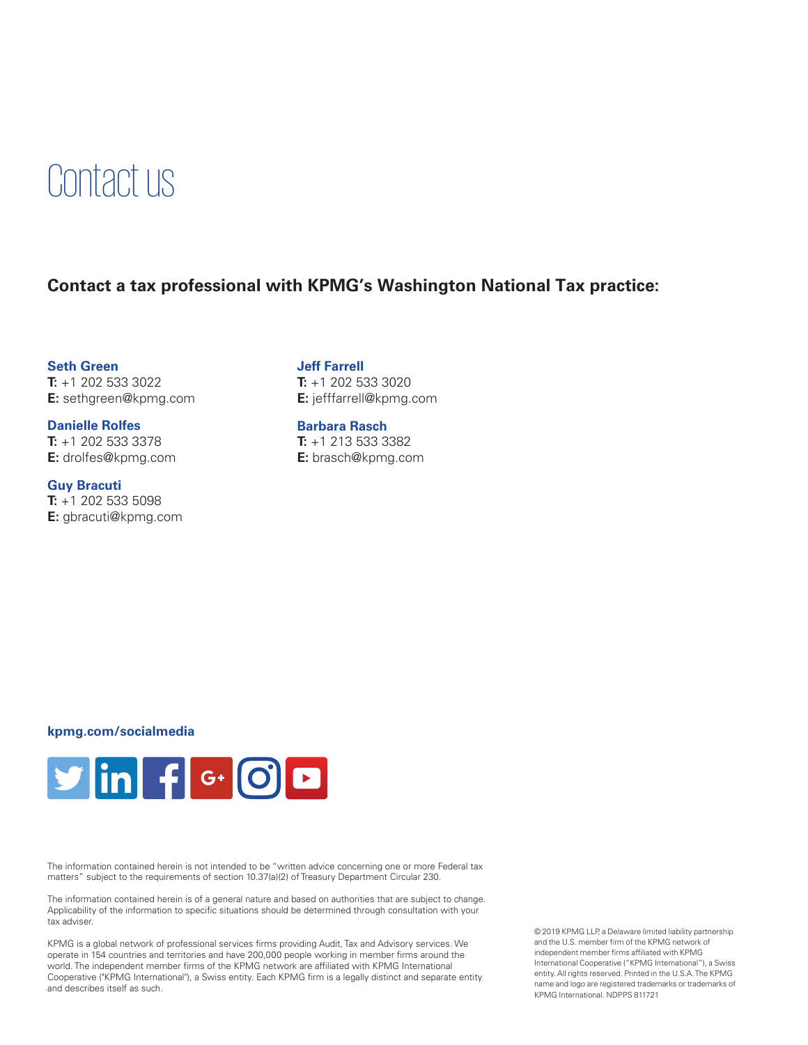# Contact us

**Contact a tax professional with KPMG's Washington National Tax practice:**

**Seth Green**
**T:** +1 202 533 3022
**E:** sethgreen@kpmg.com

**Danielle Rolfes**
**T:** +1 202 533 3378
**E:** drolfes@kpmg.com

**Guy Bracuti**
**T:** +1 202 533 5098
**E:** gbracuti@kpmg.com

**Jeff Farrell**
**T:** +1 202 533 3020
**E:** jefffarrell@kpmg.com

**Barbara Rasch**
**T:** +1 213 533 3382
**E:** brasch@kpmg.com

**kpmg.com/socialmedia**

The information contained herein is not intended to be "written advice concerning one or more Federal tax matters" subject to the requirements of section 10.37(a)(2) of Treasury Department Circular 230.

The information contained herein is of a general nature and based on authorities that are subject to change. Applicability of the information to specific situations should be determined through consultation with your tax adviser.

KPMG is a global network of professional services firms providing Audit, Tax and Advisory services. We operate in 154 countries and territories and have 200,000 people working in member firms around the world. The independent member firms of the KPMG network are affiliated with KPMG International Cooperative ("KPMG International"), a Swiss entity. Each KPMG firm is a legally distinct and separate entity and describes itself as such.

© 2019 KPMG LLP, a Delaware limited liability partnership and the U.S. member firm of the KPMG network of independent member firms affiliated with KPMG International Cooperative ("KPMG International"), a Swiss entity. All rights reserved. Printed in the U.S.A. The KPMG name and logo are registered trademarks or trademarks of KPMG International. NDPPS 811721